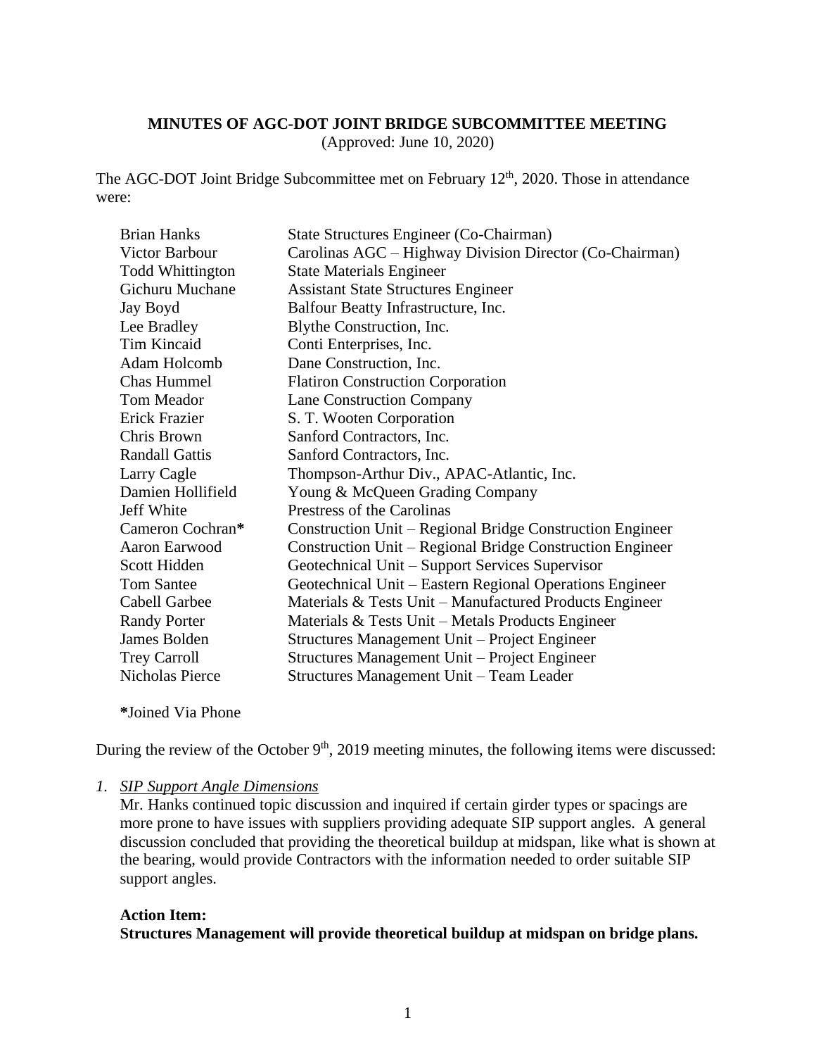**MINUTES OF AGC-DOT JOINT BRIDGE SUBCOMMITTEE MEETING**
(Approved: June 10, 2020)

The AGC-DOT Joint Bridge Subcommittee met on February 12th, 2020. Those in attendance were:

| | |
|---|---|
| Brian Hanks | State Structures Engineer (Co-Chairman) |
| Victor Barbour | Carolinas AGC – Highway Division Director (Co-Chairman) |
| Todd Whittington | State Materials Engineer |
| Gichuru Muchane | Assistant State Structures Engineer |
| Jay Boyd | Balfour Beatty Infrastructure, Inc. |
| Lee Bradley | Blythe Construction, Inc. |
| Tim Kincaid | Conti Enterprises, Inc. |
| Adam Holcomb | Dane Construction, Inc. |
| Chas Hummel | Flatiron Construction Corporation |
| Tom Meador | Lane Construction Company |
| Erick Frazier | S. T. Wooten Corporation |
| Chris Brown | Sanford Contractors, Inc. |
| Randall Gattis | Sanford Contractors, Inc. |
| Larry Cagle | Thompson-Arthur Div., APAC-Atlantic, Inc. |
| Damien Hollifield | Young & McQueen Grading Company |
| Jeff White | Prestress of the Carolinas |
| Cameron Cochran* | Construction Unit – Regional Bridge Construction Engineer |
| Aaron Earwood | Construction Unit – Regional Bridge Construction Engineer |
| Scott Hidden | Geotechnical Unit – Support Services Supervisor |
| Tom Santee | Geotechnical Unit – Eastern Regional Operations Engineer |
| Cabell Garbee | Materials & Tests Unit – Manufactured Products Engineer |
| Randy Porter | Materials & Tests Unit – Metals Products Engineer |
| James Bolden | Structures Management Unit – Project Engineer |
| Trey Carroll | Structures Management Unit – Project Engineer |
| Nicholas Pierce | Structures Management Unit – Team Leader |

**\***Joined Via Phone

During the review of the October 9th, 2019 meeting minutes, the following items were discussed:

1. *SIP Support Angle Dimensions*

   Mr. Hanks continued topic discussion and inquired if certain girder types or spacings are more prone to have issues with suppliers providing adequate SIP support angles. A general discussion concluded that providing the theoretical buildup at midspan, like what is shown at the bearing, would provide Contractors with the information needed to order suitable SIP support angles.

   **Action Item:**
   **Structures Management will provide theoretical buildup at midspan on bridge plans.**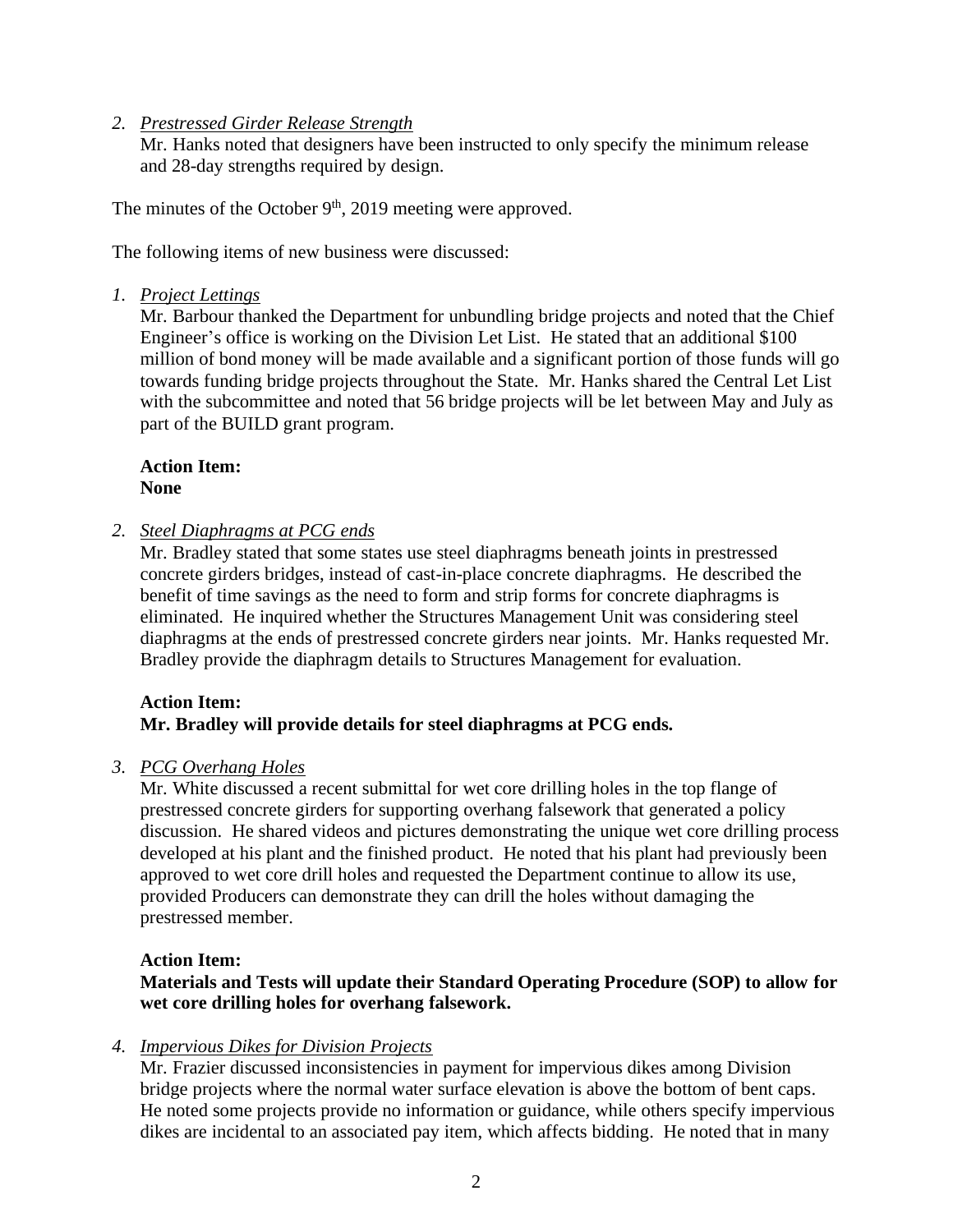*2. Prestressed Girder Release Strength*

Mr. Hanks noted that designers have been instructed to only specify the minimum release and 28-day strengths required by design.

The minutes of the October 9th, 2019 meeting were approved.

The following items of new business were discussed:

*1. Project Lettings*

Mr. Barbour thanked the Department for unbundling bridge projects and noted that the Chief Engineer's office is working on the Division Let List. He stated that an additional $100 million of bond money will be made available and a significant portion of those funds will go towards funding bridge projects throughout the State. Mr. Hanks shared the Central Let List with the subcommittee and noted that 56 bridge projects will be let between May and July as part of the BUILD grant program.

**Action Item:**
**None**

*2. Steel Diaphragms at PCG ends*

Mr. Bradley stated that some states use steel diaphragms beneath joints in prestressed concrete girders bridges, instead of cast-in-place concrete diaphragms. He described the benefit of time savings as the need to form and strip forms for concrete diaphragms is eliminated. He inquired whether the Structures Management Unit was considering steel diaphragms at the ends of prestressed concrete girders near joints. Mr. Hanks requested Mr. Bradley provide the diaphragm details to Structures Management for evaluation.

**Action Item:**
**Mr. Bradley will provide details for steel diaphragms at PCG ends.**

*3. PCG Overhang Holes*

Mr. White discussed a recent submittal for wet core drilling holes in the top flange of prestressed concrete girders for supporting overhang falsework that generated a policy discussion. He shared videos and pictures demonstrating the unique wet core drilling process developed at his plant and the finished product. He noted that his plant had previously been approved to wet core drill holes and requested the Department continue to allow its use, provided Producers can demonstrate they can drill the holes without damaging the prestressed member.

**Action Item:**
**Materials and Tests will update their Standard Operating Procedure (SOP) to allow for wet core drilling holes for overhang falsework.**

*4. Impervious Dikes for Division Projects*

Mr. Frazier discussed inconsistencies in payment for impervious dikes among Division bridge projects where the normal water surface elevation is above the bottom of bent caps. He noted some projects provide no information or guidance, while others specify impervious dikes are incidental to an associated pay item, which affects bidding. He noted that in many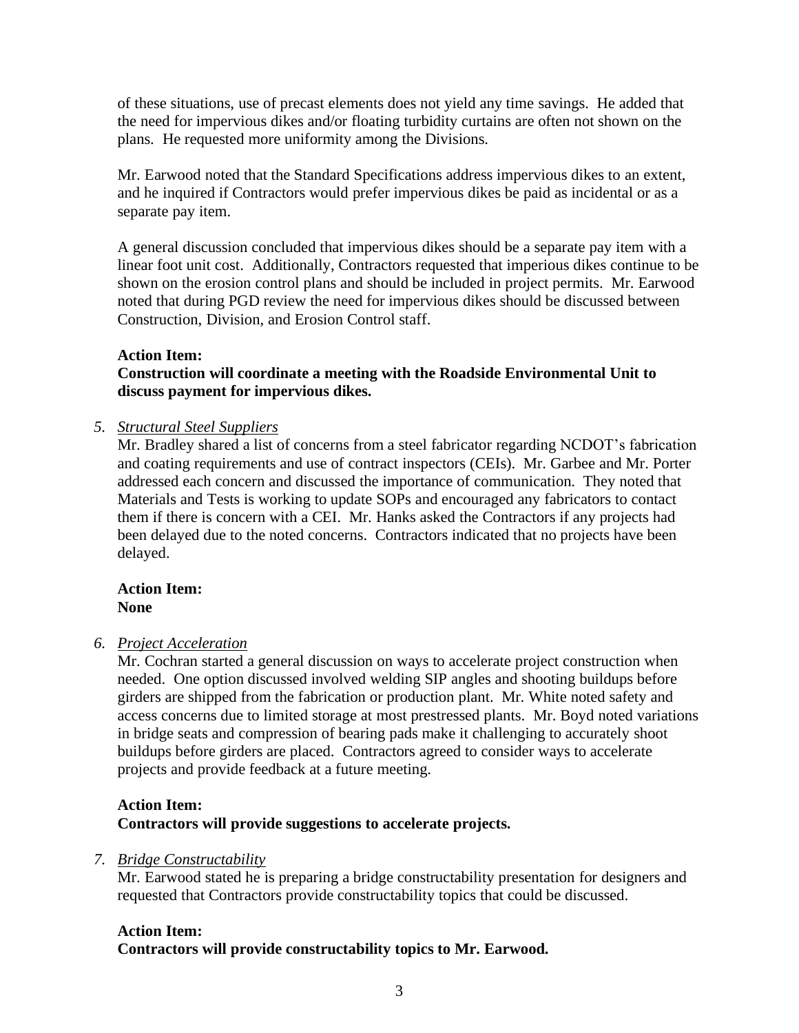of these situations, use of precast elements does not yield any time savings. He added that the need for impervious dikes and/or floating turbidity curtains are often not shown on the plans. He requested more uniformity among the Divisions.

Mr. Earwood noted that the Standard Specifications address impervious dikes to an extent, and he inquired if Contractors would prefer impervious dikes be paid as incidental or as a separate pay item.

A general discussion concluded that impervious dikes should be a separate pay item with a linear foot unit cost. Additionally, Contractors requested that imperious dikes continue to be shown on the erosion control plans and should be included in project permits. Mr. Earwood noted that during PGD review the need for impervious dikes should be discussed between Construction, Division, and Erosion Control staff.

**Action Item:**
**Construction will coordinate a meeting with the Roadside Environmental Unit to discuss payment for impervious dikes.**

5. *Structural Steel Suppliers*
   Mr. Bradley shared a list of concerns from a steel fabricator regarding NCDOT's fabrication and coating requirements and use of contract inspectors (CEIs). Mr. Garbee and Mr. Porter addressed each concern and discussed the importance of communication. They noted that Materials and Tests is working to update SOPs and encouraged any fabricators to contact them if there is concern with a CEI. Mr. Hanks asked the Contractors if any projects had been delayed due to the noted concerns. Contractors indicated that no projects have been delayed.

   **Action Item:**
   **None**

6. *Project Acceleration*
   Mr. Cochran started a general discussion on ways to accelerate project construction when needed. One option discussed involved welding SIP angles and shooting buildups before girders are shipped from the fabrication or production plant. Mr. White noted safety and access concerns due to limited storage at most prestressed plants. Mr. Boyd noted variations in bridge seats and compression of bearing pads make it challenging to accurately shoot buildups before girders are placed. Contractors agreed to consider ways to accelerate projects and provide feedback at a future meeting.

   **Action Item:**
   **Contractors will provide suggestions to accelerate projects.**

7. *Bridge Constructability*
   Mr. Earwood stated he is preparing a bridge constructability presentation for designers and requested that Contractors provide constructability topics that could be discussed.

   **Action Item:**
   **Contractors will provide constructability topics to Mr. Earwood.**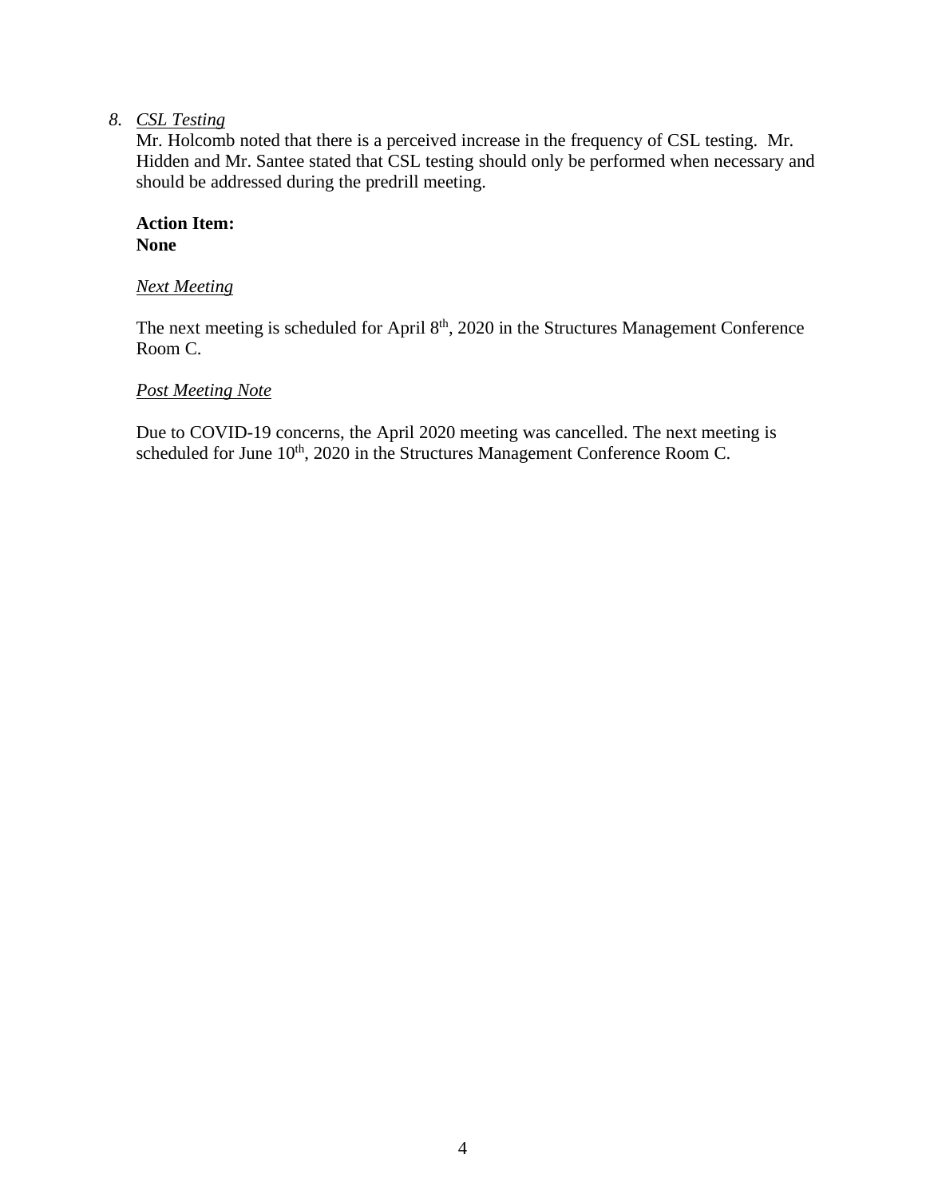8. *CSL Testing*

Mr. Holcomb noted that there is a perceived increase in the frequency of CSL testing. Mr. Hidden and Mr. Santee stated that CSL testing should only be performed when necessary and should be addressed during the predrill meeting.

**Action Item:**
**None**

*Next Meeting*

The next meeting is scheduled for April 8th, 2020 in the Structures Management Conference Room C.

*Post Meeting Note*

Due to COVID-19 concerns, the April 2020 meeting was cancelled. The next meeting is scheduled for June 10th, 2020 in the Structures Management Conference Room C.